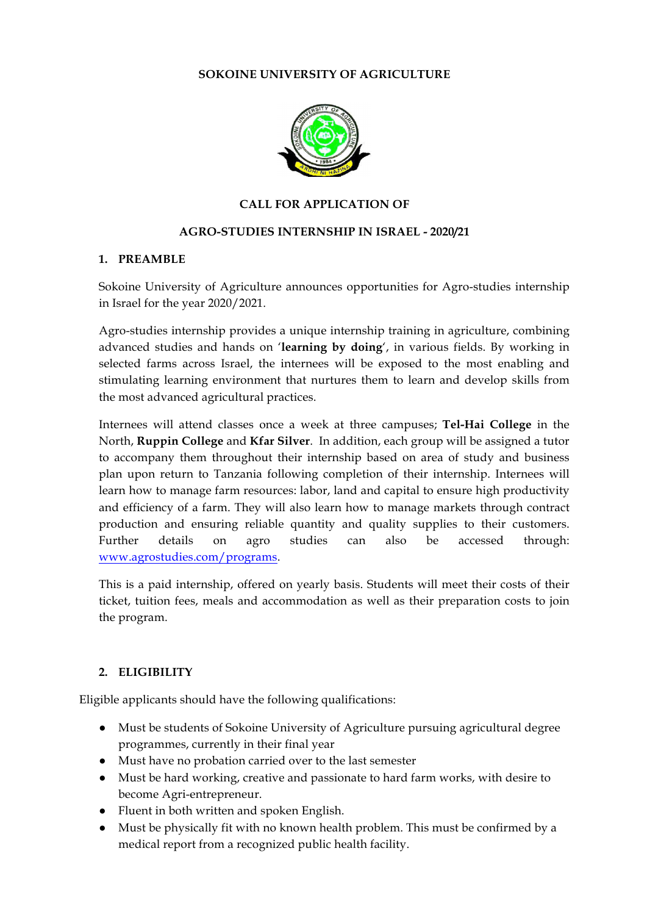# SOKOINE UNIVERSITY OF AGRICULTURE

## CALL FOR APPLICATION OF

## AGRO-STUDIES INTERNSHIP IN ISRAEL - 2020/21

### 1. PREAMBLE

Sokoine University of Agriculture announces opportunities for Agro-studies internship in Israel for the year 2020/2021.

Agro-studies internship provides a unique internship training in agriculture, combining advanced studies and hands on '**learning by doing**', in various fields. By working in selected farms across Israel, the internees will be exposed to the most enabling and stimulating learning environment that nurtures them to learn and develop skills from the most advanced agricultural practices.

Internees will attend classes once a week at three campuses; **Tel-Hai College** in the North, **Ruppin College** and **Kfar Silver**. In addition, each group will be assigned a tutor to accompany them throughout their internship based on area of study and business plan upon return to Tanzania following completion of their internship. Internees will learn how to manage farm resources: labor, land and capital to ensure high productivity and efficiency of a farm. They will also learn how to manage markets through contract production and ensuring reliable quantity and quality supplies to their customers. Further details on agro studies can also be accessed through: www.agrostudies.com/programs.

This is a paid internship, offered on yearly basis. Students will meet their costs of their ticket, tuition fees, meals and accommodation as well as their preparation costs to join the program.

### 2. ELIGIBILITY

Eligible applicants should have the following qualifications:

- Must be students of Sokoine University of Agriculture pursuing agricultural degree programmes, currently in their final year
- Must have no probation carried over to the last semester
- Must be hard working, creative and passionate to hard farm works, with desire to become Agri-entrepreneur.
- Fluent in both written and spoken English.
- Must be physically fit with no known health problem. This must be confirmed by a medical report from a recognized public health facility.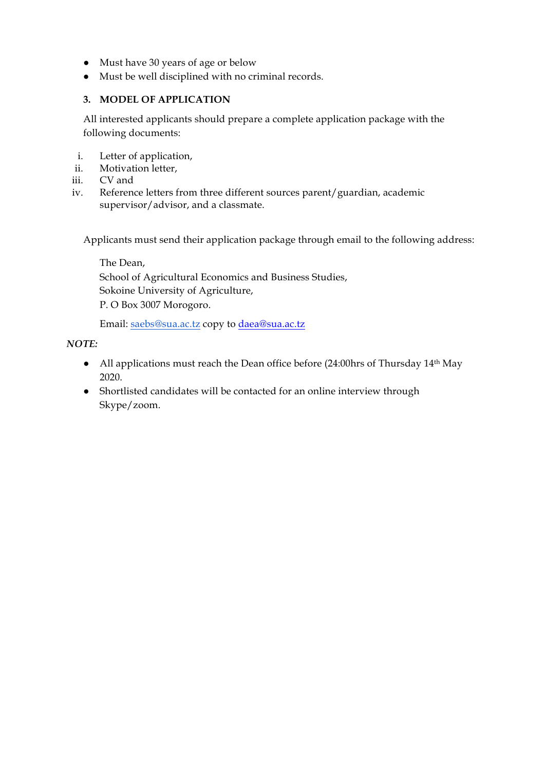- Must have 30 years of age or below
- Must be well disciplined with no criminal records.

### 3. MODEL OF APPLICATION

All interested applicants should prepare a complete application package with the following documents:

i. Letter of application,
ii. Motivation letter,
iii. CV and
iv. Reference letters from three different sources parent/guardian, academic supervisor/advisor, and a classmate.

Applicants must send their application package through email to the following address:

The Dean,
School of Agricultural Economics and Business Studies,
Sokoine University of Agriculture,
P. O Box 3007 Morogoro.

Email: saebs@sua.ac.tz copy to daea@sua.ac.tz

***NOTE:***

- All applications must reach the Dean office before (24:00hrs of Thursday 14th May 2020.
- Shortlisted candidates will be contacted for an online interview through Skype/zoom.